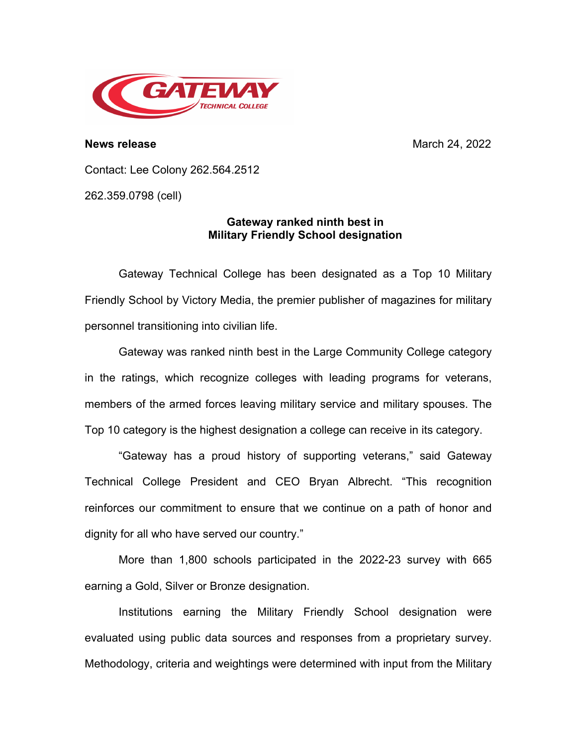GATEWAY TECHNICAL COLLEGE

**News release** March 24, 2022

Contact: Lee Colony 262.564.2512

262.359.0798 (cell)

## Gateway ranked ninth best in Military Friendly School designation

Gateway Technical College has been designated as a Top 10 Military Friendly School by Victory Media, the premier publisher of magazines for military personnel transitioning into civilian life.

Gateway was ranked ninth best in the Large Community College category in the ratings, which recognize colleges with leading programs for veterans, members of the armed forces leaving military service and military spouses. The Top 10 category is the highest designation a college can receive in its category.

"Gateway has a proud history of supporting veterans," said Gateway Technical College President and CEO Bryan Albrecht. "This recognition reinforces our commitment to ensure that we continue on a path of honor and dignity for all who have served our country."

More than 1,800 schools participated in the 2022-23 survey with 665 earning a Gold, Silver or Bronze designation.

Institutions earning the Military Friendly School designation were evaluated using public data sources and responses from a proprietary survey. Methodology, criteria and weightings were determined with input from the Military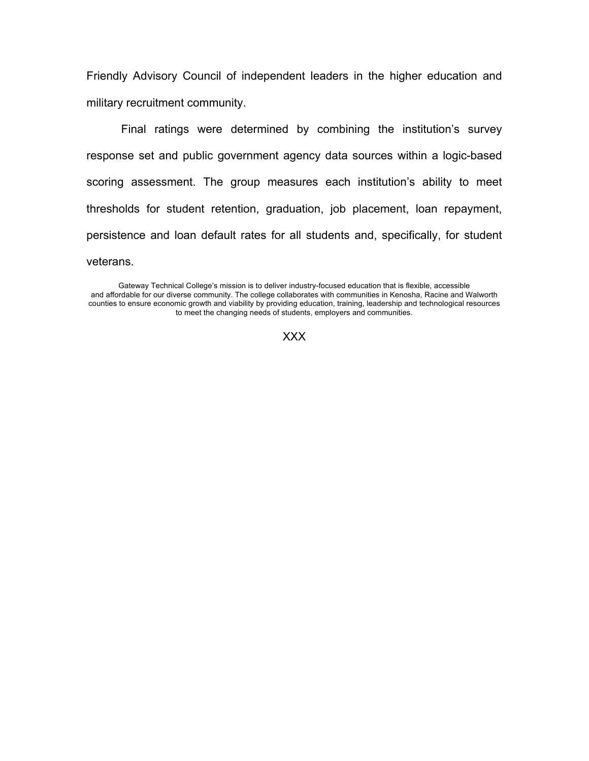Friendly Advisory Council of independent leaders in the higher education and military recruitment community.

Final ratings were determined by combining the institution's survey response set and public government agency data sources within a logic-based scoring assessment. The group measures each institution's ability to meet thresholds for student retention, graduation, job placement, loan repayment, persistence and loan default rates for all students and, specifically, for student veterans.

Gateway Technical College's mission is to deliver industry-focused education that is flexible, accessible and affordable for our diverse community. The college collaborates with communities in Kenosha, Racine and Walworth counties to ensure economic growth and viability by providing education, training, leadership and technological resources to meet the changing needs of students, employers and communities.

XXX